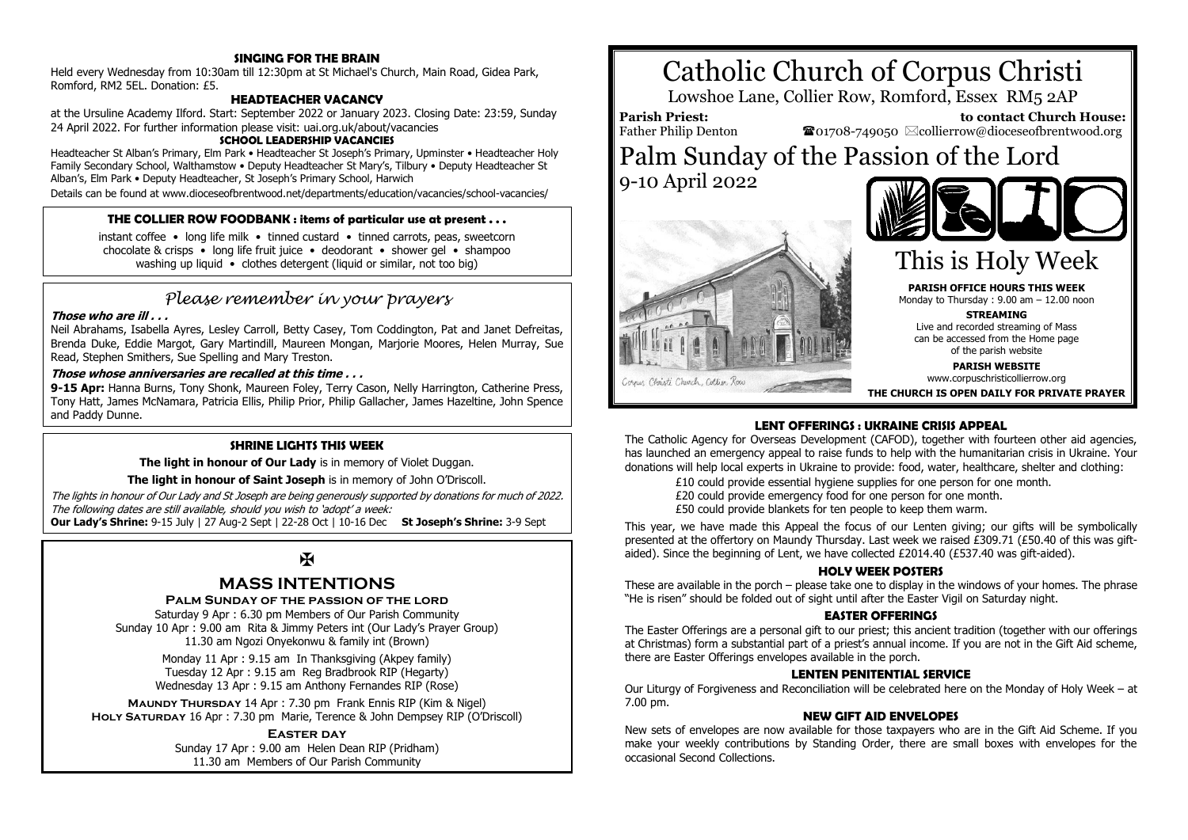# Catholic Church of Corpus Christi

Lowshoe Lane, Collier Row, Romford, Essex RM5 2AP

**Parish Priest:** Father Philip Denton

**to contact Church House:** ☎01708-749050 ✉collierrow@dioceseofbrentwood.org

# Palm Sunday of the Passion of the Lord

9-10 April 2022

# This is Holy Week

**PARISH OFFICE HOURS THIS WEEK**
Monday to Thursday : 9.00 am – 12.00 noon

**STREAMING**
Live and recorded streaming of Mass can be accessed from the Home page of the parish website

**PARISH WEBSITE**
www.corpuschristicollierrow.org

**THE CHURCH IS OPEN DAILY FOR PRIVATE PRAYER**

### LENT OFFERINGS : UKRAINE CRISIS APPEAL

The Catholic Agency for Overseas Development (CAFOD), together with fourteen other aid agencies, has launched an emergency appeal to raise funds to help with the humanitarian crisis in Ukraine. Your donations will help local experts in Ukraine to provide: food, water, healthcare, shelter and clothing:

£10 could provide essential hygiene supplies for one person for one month.
£20 could provide emergency food for one person for one month.
£50 could provide blankets for ten people to keep them warm.

This year, we have made this Appeal the focus of our Lenten giving; our gifts will be symbolically presented at the offertory on Maundy Thursday. Last week we raised £309.71 (£50.40 of this was gift-aided). Since the beginning of Lent, we have collected £2014.40 (£537.40 was gift-aided).

### HOLY WEEK POSTERS

These are available in the porch – please take one to display in the windows of your homes. The phrase "He is risen" should be folded out of sight until after the Easter Vigil on Saturday night.

### EASTER OFFERINGS

The Easter Offerings are a personal gift to our priest; this ancient tradition (together with our offerings at Christmas) form a substantial part of a priest's annual income. If you are not in the Gift Aid scheme, there are Easter Offerings envelopes available in the porch.

### LENTEN PENITENTIAL SERVICE

Our Liturgy of Forgiveness and Reconciliation will be celebrated here on the Monday of Holy Week – at 7.00 pm.

### NEW GIFT AID ENVELOPES

New sets of envelopes are now available for those taxpayers who are in the Gift Aid Scheme. If you make your weekly contributions by Standing Order, there are small boxes with envelopes for the occasional Second Collections.

### SINGING FOR THE BRAIN

Held every Wednesday from 10:30am till 12:30pm at St Michael's Church, Main Road, Gidea Park, Romford, RM2 5EL. Donation: £5.

### HEADTEACHER VACANCY

at the Ursuline Academy Ilford. Start: September 2022 or January 2023. Closing Date: 23:59, Sunday 24 April 2022. For further information please visit: uai.org.uk/about/vacancies

### SCHOOL LEADERSHIP VACANCIES

Headteacher St Alban's Primary, Elm Park • Headteacher St Joseph's Primary, Upminster • Headteacher Holy Family Secondary School, Walthamstow • Deputy Headteacher St Mary's, Tilbury • Deputy Headteacher St Alban's, Elm Park • Deputy Headteacher, St Joseph's Primary School, Harwich

Details can be found at www.dioceseofbrentwood.net/departments/education/vacancies/school-vacancies/

### THE COLLIER ROW FOODBANK : items of particular use at present . . .

instant coffee • long life milk • tinned custard • tinned carrots, peas, sweetcorn
chocolate & crisps • long life fruit juice • deodorant • shower gel • shampoo
washing up liquid • clothes detergent (liquid or similar, not too big)

## *Please remember in your prayers*

***Those who are ill . . .***

Neil Abrahams, Isabella Ayres, Lesley Carroll, Betty Casey, Tom Coddington, Pat and Janet Defreitas, Brenda Duke, Eddie Margot, Gary Martindill, Maureen Mongan, Marjorie Moores, Helen Murray, Sue Read, Stephen Smithers, Sue Spelling and Mary Treston.

***Those whose anniversaries are recalled at this time . . .***

**9-15 Apr:** Hanna Burns, Tony Shonk, Maureen Foley, Terry Cason, Nelly Harrington, Catherine Press, Tony Hatt, James McNamara, Patricia Ellis, Philip Prior, Philip Gallacher, James Hazeltine, John Spence and Paddy Dunne.

### SHRINE LIGHTS THIS WEEK

**The light in honour of Our Lady** is in memory of Violet Duggan.

**The light in honour of Saint Joseph** is in memory of John O'Driscoll.

*The lights in honour of Our Lady and St Joseph are being generously supported by donations for much of 2022. The following dates are still available, should you wish to 'adopt' a week:*

**Our Lady's Shrine:** 9-15 July | 27 Aug-2 Sept | 22-28 Oct | 10-16 Dec **St Joseph's Shrine:** 3-9 Sept

✠

## MASS INTENTIONS

**Palm Sunday of the passion of the lord**

Saturday 9 Apr : 6.30 pm Members of Our Parish Community
Sunday 10 Apr : 9.00 am Rita & Jimmy Peters int (Our Lady's Prayer Group)
11.30 am Ngozi Onyekonwu & family int (Brown)

Monday 11 Apr : 9.15 am In Thanksgiving (Akpey family)
Tuesday 12 Apr : 9.15 am Reg Bradbrook RIP (Hegarty)
Wednesday 13 Apr : 9.15 am Anthony Fernandes RIP (Rose)

**Maundy Thursday** 14 Apr : 7.30 pm Frank Ennis RIP (Kim & Nigel)
**Holy Saturday** 16 Apr : 7.30 pm Marie, Terence & John Dempsey RIP (O'Driscoll)

**Easter day**

Sunday 17 Apr : 9.00 am Helen Dean RIP (Pridham)
11.30 am Members of Our Parish Community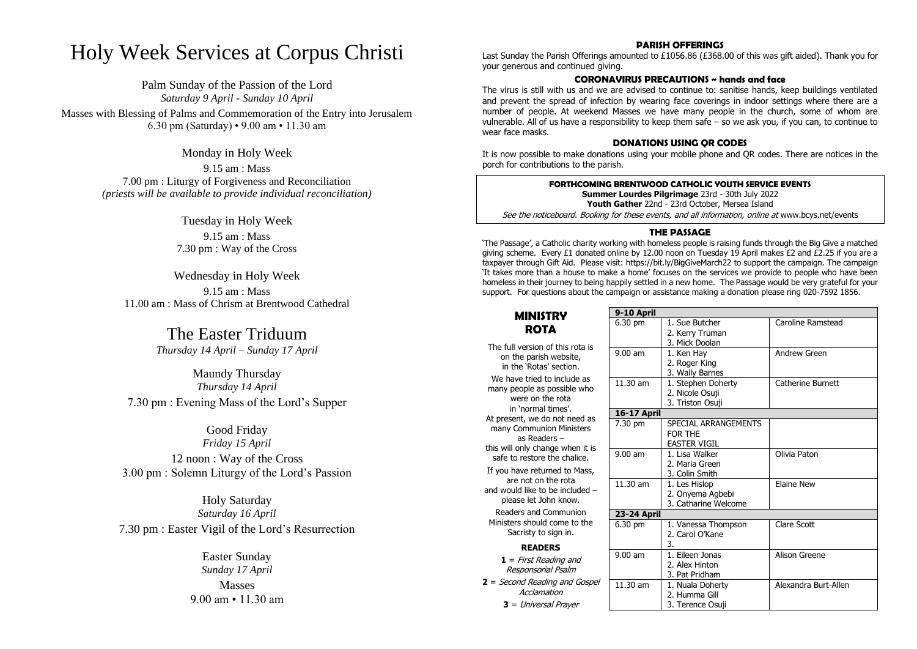# Holy Week Services at Corpus Christi

## Palm Sunday of the Passion of the Lord

*Saturday 9 April - Sunday 10 April*

Masses with Blessing of Palms and Commemoration of the Entry into Jerusalem
6.30 pm (Saturday) • 9.00 am • 11.30 am

## Monday in Holy Week

9.15 am : Mass
7.00 pm : Liturgy of Forgiveness and Reconciliation
*(priests will be available to provide individual reconciliation)*

## Tuesday in Holy Week

9.15 am : Mass
7.30 pm : Way of the Cross

## Wednesday in Holy Week

9.15 am : Mass
11.00 am : Mass of Chrism at Brentwood Cathedral

# The Easter Triduum

*Thursday 14 April – Sunday 17 April*

## Maundy Thursday

*Thursday 14 April*

7.30 pm : Evening Mass of the Lord's Supper

## Good Friday

*Friday 15 April*

12 noon : Way of the Cross
3.00 pm : Solemn Liturgy of the Lord's Passion

## Holy Saturday

*Saturday 16 April*

7.30 pm : Easter Vigil of the Lord's Resurrection

## Easter Sunday

*Sunday 17 April*

Masses
9.00 am • 11.30 am

### PARISH OFFERINGS

Last Sunday the Parish Offerings amounted to £1056.86 (£368.00 of this was gift aided). Thank you for your generous and continued giving.

### CORONAVIRUS PRECAUTIONS ~ hands and face

The virus is still with us and we are advised to continue to: sanitise hands, keep buildings ventilated and prevent the spread of infection by wearing face coverings in indoor settings where there are a number of people. At weekend Masses we have many people in the church, some of whom are vulnerable. All of us have a responsibility to keep them safe – so we ask you, if you can, to continue to wear face masks.

### DONATIONS USING QR CODES

It is now possible to make donations using your mobile phone and QR codes. There are notices in the porch for contributions to the parish.

### FORTHCOMING BRENTWOOD CATHOLIC YOUTH SERVICE EVENTS

**Summer Lourdes Pilgrimage** 23rd - 30th July 2022
**Youth Gather** 22nd - 23rd October, Mersea Island
*See the noticeboard. Booking for these events, and all information, online at* www.bcys.net/events

### THE PASSAGE

'The Passage', a Catholic charity working with homeless people is raising funds through the Big Give a matched giving scheme. Every £1 donated online by 12.00 noon on Tuesday 19 April makes £2 and £2.25 if you are a taxpayer through Gift Aid. Please visit: https://bit.ly/BigGiveMarch22 to support the campaign. The campaign 'It takes more than a house to make a home' focuses on the services we provide to people who have been homeless in their journey to being happily settled in a new home. The Passage would be very grateful for your support. For questions about the campaign or assistance making a donation please ring 020-7592 1856.

### MINISTRY ROTA

The full version of this rota is on the parish website, in the 'Rotas' section.

We have tried to include as many people as possible who were on the rota in 'normal times'.

At present, we do not need as many Communion Ministers as Readers – this will only change when it is safe to restore the chalice.

If you have returned to Mass, are not on the rota and would like to be included – please let John know.

Readers and Communion Ministers should come to the Sacristy to sign in.

**READERS**

**1** = *First Reading and Responsorial Psalm*
**2** = *Second Reading and Gospel Acclamation*
**3** = *Universal Prayer*

| | | |
|---|---|---|
| **9-10 April** | | |
| 6.30 pm | 1. Sue Butcher<br>2. Kerry Truman<br>3. Mick Doolan | Caroline Ramstead |
| 9.00 am | 1. Ken Hay<br>2. Roger King<br>3. Wally Barnes | Andrew Green |
| 11.30 am | 1. Stephen Doherty<br>2. Nicole Osuji<br>3. Triston Osuji | Catherine Burnett |
| **16-17 April** | | |
| 7.30 pm | SPECIAL ARRANGEMENTS FOR THE EASTER VIGIL | |
| 9.00 am | 1. Lisa Walker<br>2. Maria Green<br>3. Colin Smith | Olivia Paton |
| 11.30 am | 1. Les Hislop<br>2. Onyema Agbebi<br>3. Catharine Welcome | Elaine New |
| **23-24 April** | | |
| 6.30 pm | 1. Vanessa Thompson<br>2. Carol O'Kane<br>3. | Clare Scott |
| 9.00 am | 1. Eileen Jonas<br>2. Alex Hinton<br>3. Pat Pridham | Alison Greene |
| 11.30 am | 1. Nuala Doherty<br>2. Humma Gill<br>3. Terence Osuji | Alexandra Burt-Allen |